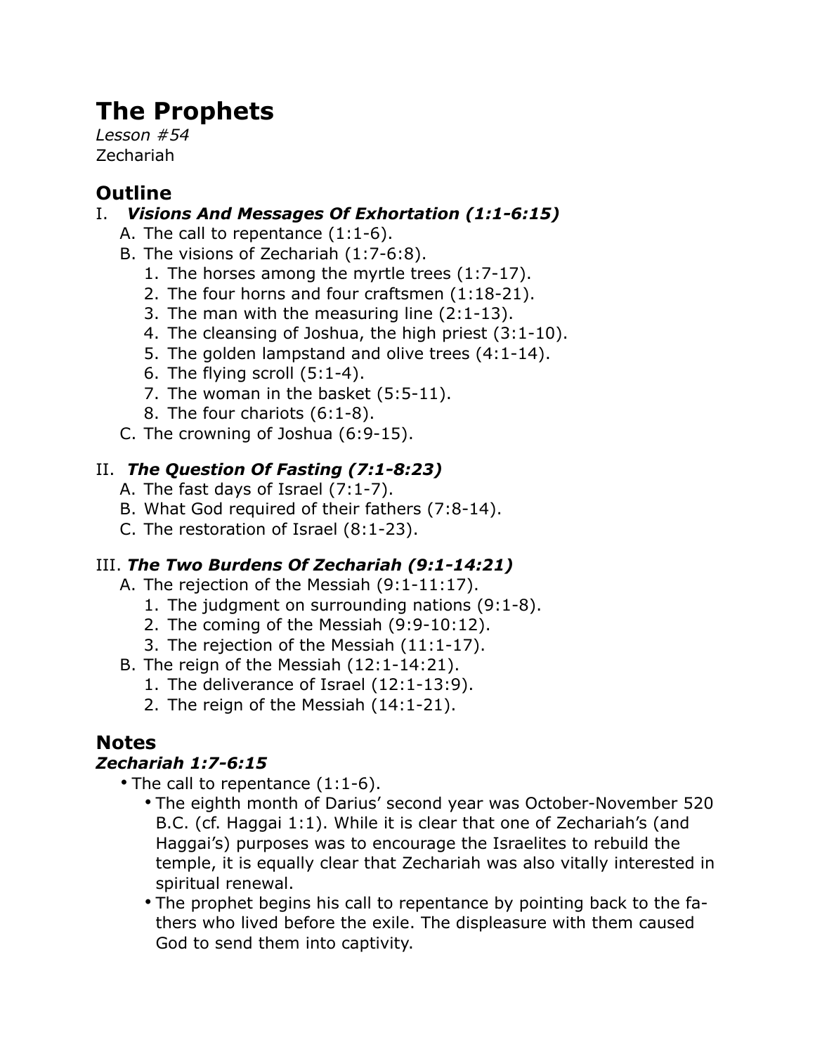# The Prophets

*Lesson #54*
Zechariah

## Outline

I. ***Visions And Messages Of Exhortation (1:1-6:15)***
   A. The call to repentance (1:1-6).
   B. The visions of Zechariah (1:7-6:8).
      1. The horses among the myrtle trees (1:7-17).
      2. The four horns and four craftsmen (1:18-21).
      3. The man with the measuring line (2:1-13).
      4. The cleansing of Joshua, the high priest (3:1-10).
      5. The golden lampstand and olive trees (4:1-14).
      6. The flying scroll (5:1-4).
      7. The woman in the basket (5:5-11).
      8. The four chariots (6:1-8).
   C. The crowning of Joshua (6:9-15).

II. ***The Question Of Fasting (7:1-8:23)***
   A. The fast days of Israel (7:1-7).
   B. What God required of their fathers (7:8-14).
   C. The restoration of Israel (8:1-23).

III. ***The Two Burdens Of Zechariah (9:1-14:21)***
   A. The rejection of the Messiah (9:1-11:17).
      1. The judgment on surrounding nations (9:1-8).
      2. The coming of the Messiah (9:9-10:12).
      3. The rejection of the Messiah (11:1-17).
   B. The reign of the Messiah (12:1-14:21).
      1. The deliverance of Israel (12:1-13:9).
      2. The reign of the Messiah (14:1-21).

## Notes

### *Zechariah 1:7-6:15*

- The call to repentance (1:1-6).
  - The eighth month of Darius' second year was October-November 520 B.C. (cf. Haggai 1:1). While it is clear that one of Zechariah's (and Haggai's) purposes was to encourage the Israelites to rebuild the temple, it is equally clear that Zechariah was also vitally interested in spiritual renewal.
  - The prophet begins his call to repentance by pointing back to the fathers who lived before the exile. The displeasure with them caused God to send them into captivity.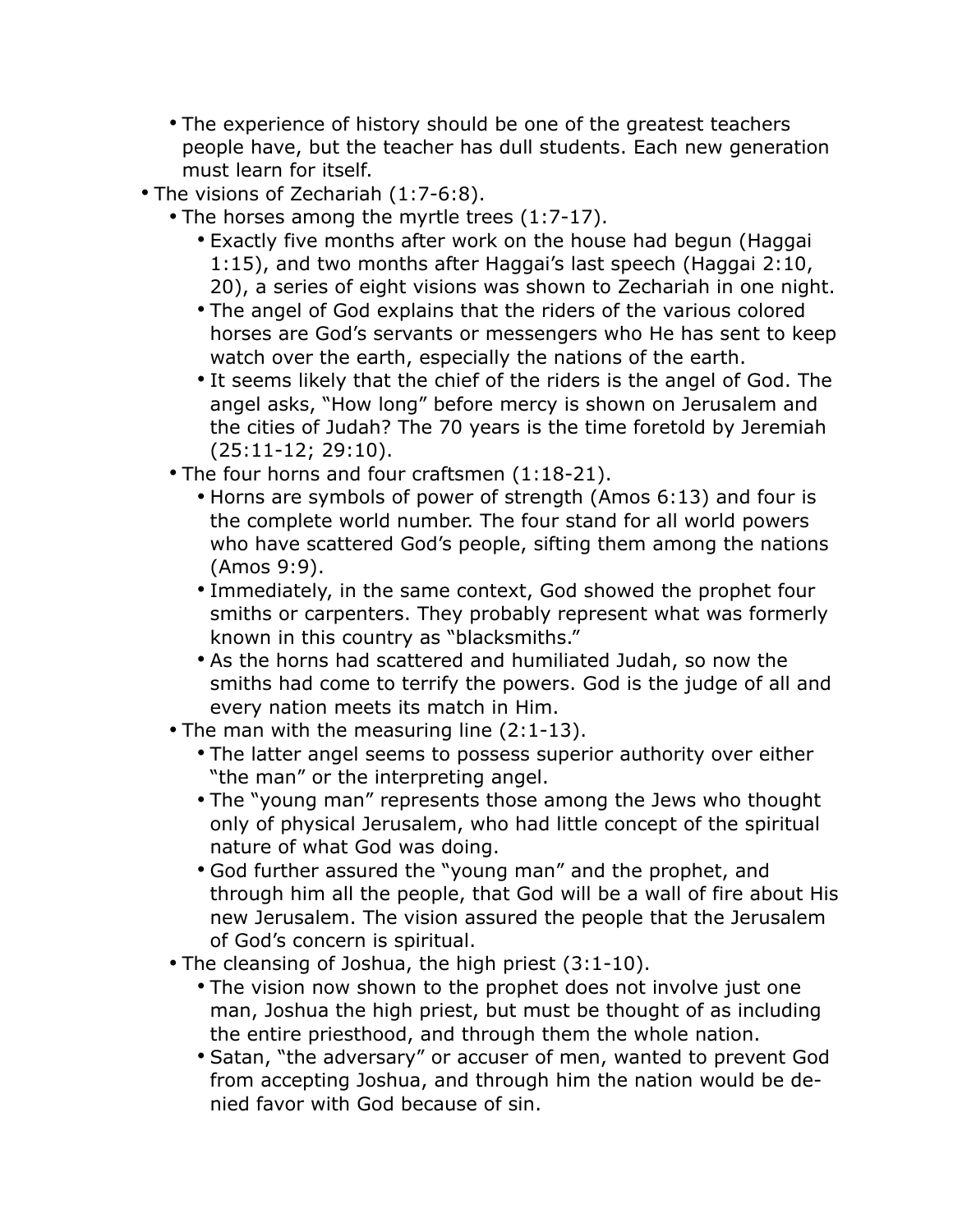- The experience of history should be one of the greatest teachers people have, but the teacher has dull students. Each new generation must learn for itself.
- The visions of Zechariah (1:7-6:8).
    - The horses among the myrtle trees (1:7-17).
        - Exactly five months after work on the house had begun (Haggai 1:15), and two months after Haggai's last speech (Haggai 2:10, 20), a series of eight visions was shown to Zechariah in one night.
        - The angel of God explains that the riders of the various colored horses are God's servants or messengers who He has sent to keep watch over the earth, especially the nations of the earth.
        - It seems likely that the chief of the riders is the angel of God. The angel asks, "How long" before mercy is shown on Jerusalem and the cities of Judah? The 70 years is the time foretold by Jeremiah (25:11-12; 29:10).
    - The four horns and four craftsmen (1:18-21).
        - Horns are symbols of power of strength (Amos 6:13) and four is the complete world number. The four stand for all world powers who have scattered God's people, sifting them among the nations (Amos 9:9).
        - Immediately, in the same context, God showed the prophet four smiths or carpenters. They probably represent what was formerly known in this country as "blacksmiths."
        - As the horns had scattered and humiliated Judah, so now the smiths had come to terrify the powers. God is the judge of all and every nation meets its match in Him.
    - The man with the measuring line (2:1-13).
        - The latter angel seems to possess superior authority over either "the man" or the interpreting angel.
        - The "young man" represents those among the Jews who thought only of physical Jerusalem, who had little concept of the spiritual nature of what God was doing.
        - God further assured the "young man" and the prophet, and through him all the people, that God will be a wall of fire about His new Jerusalem. The vision assured the people that the Jerusalem of God's concern is spiritual.
    - The cleansing of Joshua, the high priest (3:1-10).
        - The vision now shown to the prophet does not involve just one man, Joshua the high priest, but must be thought of as including the entire priesthood, and through them the whole nation.
        - Satan, "the adversary" or accuser of men, wanted to prevent God from accepting Joshua, and through him the nation would be denied favor with God because of sin.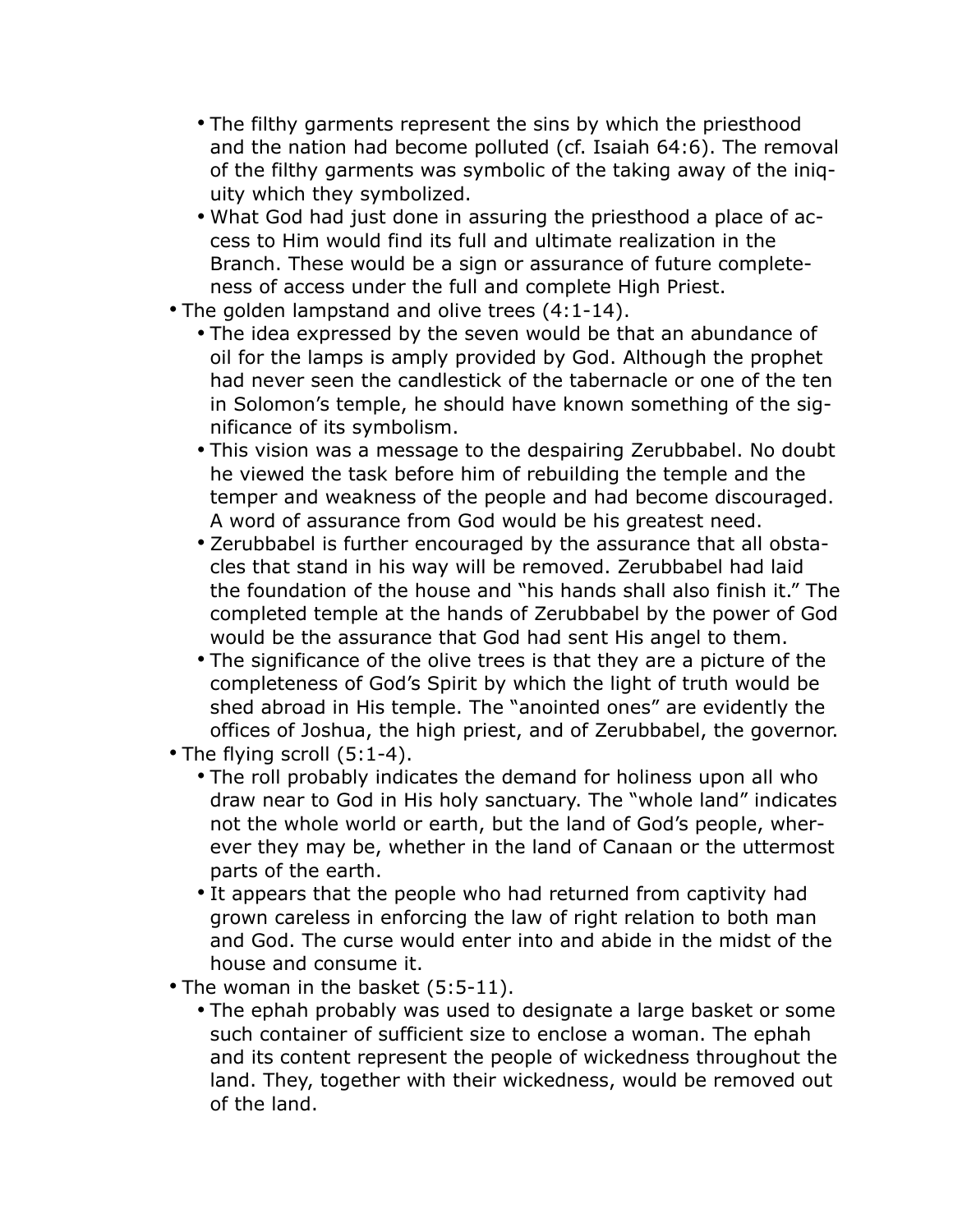- The filthy garments represent the sins by which the priesthood and the nation had become polluted (cf. Isaiah 64:6). The removal of the filthy garments was symbolic of the taking away of the iniquity which they symbolized.
- What God had just done in assuring the priesthood a place of access to Him would find its full and ultimate realization in the Branch. These would be a sign or assurance of future completeness of access under the full and complete High Priest.

- The golden lampstand and olive trees (4:1-14).
  - The idea expressed by the seven would be that an abundance of oil for the lamps is amply provided by God. Although the prophet had never seen the candlestick of the tabernacle or one of the ten in Solomon's temple, he should have known something of the significance of its symbolism.
  - This vision was a message to the despairing Zerubbabel. No doubt he viewed the task before him of rebuilding the temple and the temper and weakness of the people and had become discouraged. A word of assurance from God would be his greatest need.
  - Zerubbabel is further encouraged by the assurance that all obstacles that stand in his way will be removed. Zerubbabel had laid the foundation of the house and "his hands shall also finish it." The completed temple at the hands of Zerubbabel by the power of God would be the assurance that God had sent His angel to them.
  - The significance of the olive trees is that they are a picture of the completeness of God's Spirit by which the light of truth would be shed abroad in His temple. The "anointed ones" are evidently the offices of Joshua, the high priest, and of Zerubbabel, the governor.
- The flying scroll (5:1-4).
  - The roll probably indicates the demand for holiness upon all who draw near to God in His holy sanctuary. The "whole land" indicates not the whole world or earth, but the land of God's people, wherever they may be, whether in the land of Canaan or the uttermost parts of the earth.
  - It appears that the people who had returned from captivity had grown careless in enforcing the law of right relation to both man and God. The curse would enter into and abide in the midst of the house and consume it.
- The woman in the basket (5:5-11).
  - The ephah probably was used to designate a large basket or some such container of sufficient size to enclose a woman. The ephah and its content represent the people of wickedness throughout the land. They, together with their wickedness, would be removed out of the land.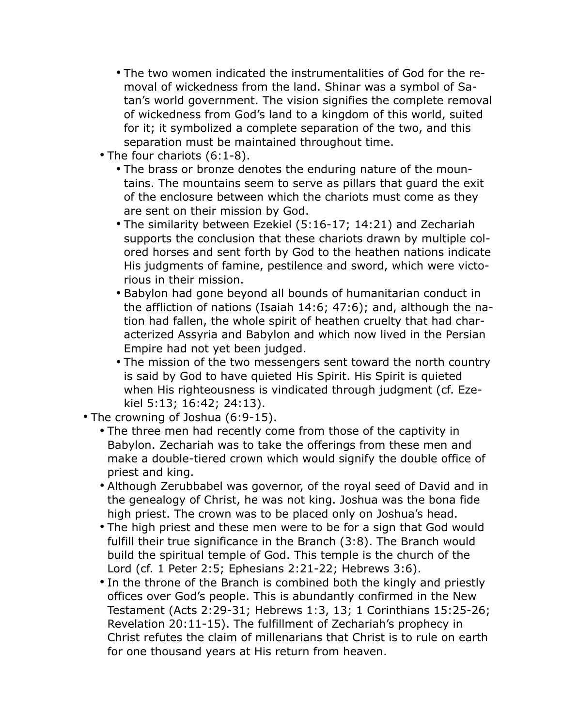- The two women indicated the instrumentalities of God for the removal of wickedness from the land. Shinar was a symbol of Satan's world government. The vision signifies the complete removal of wickedness from God's land to a kingdom of this world, suited for it; it symbolized a complete separation of the two, and this separation must be maintained throughout time.
  - The four chariots (6:1-8).
    - The brass or bronze denotes the enduring nature of the mountains. The mountains seem to serve as pillars that guard the exit of the enclosure between which the chariots must come as they are sent on their mission by God.
    - The similarity between Ezekiel (5:16-17; 14:21) and Zechariah supports the conclusion that these chariots drawn by multiple colored horses and sent forth by God to the heathen nations indicate His judgments of famine, pestilence and sword, which were victorious in their mission.
    - Babylon had gone beyond all bounds of humanitarian conduct in the affliction of nations (Isaiah 14:6; 47:6); and, although the nation had fallen, the whole spirit of heathen cruelty that had characterized Assyria and Babylon and which now lived in the Persian Empire had not yet been judged.
    - The mission of the two messengers sent toward the north country is said by God to have quieted His Spirit. His Spirit is quieted when His righteousness is vindicated through judgment (cf. Ezekiel 5:13; 16:42; 24:13).
- The crowning of Joshua (6:9-15).
  - The three men had recently come from those of the captivity in Babylon. Zechariah was to take the offerings from these men and make a double-tiered crown which would signify the double office of priest and king.
  - Although Zerubbabel was governor, of the royal seed of David and in the genealogy of Christ, he was not king. Joshua was the bona fide high priest. The crown was to be placed only on Joshua's head.
  - The high priest and these men were to be for a sign that God would fulfill their true significance in the Branch (3:8). The Branch would build the spiritual temple of God. This temple is the church of the Lord (cf. 1 Peter 2:5; Ephesians 2:21-22; Hebrews 3:6).
  - In the throne of the Branch is combined both the kingly and priestly offices over God's people. This is abundantly confirmed in the New Testament (Acts 2:29-31; Hebrews 1:3, 13; 1 Corinthians 15:25-26; Revelation 20:11-15). The fulfillment of Zechariah's prophecy in Christ refutes the claim of millenarians that Christ is to rule on earth for one thousand years at His return from heaven.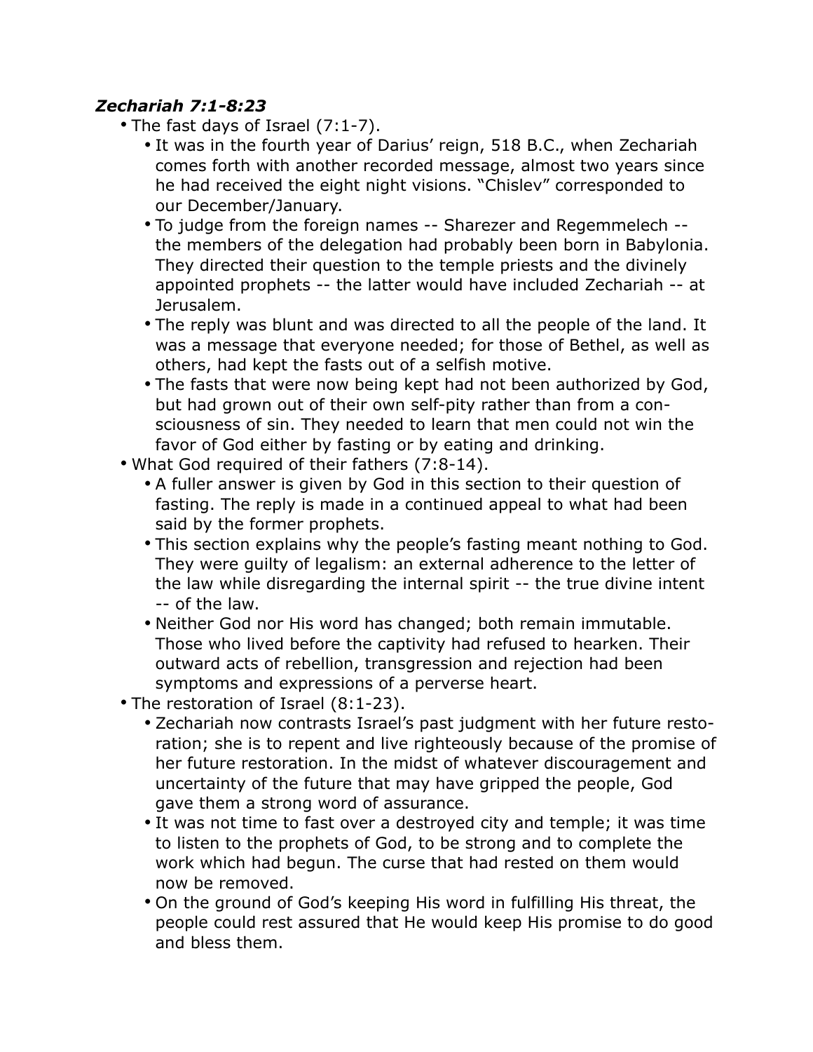***Zechariah 7:1-8:23***

- The fast days of Israel (7:1-7).
  - It was in the fourth year of Darius' reign, 518 B.C., when Zechariah comes forth with another recorded message, almost two years since he had received the eight night visions. "Chislev" corresponded to our December/January.
  - To judge from the foreign names -- Sharezer and Regemmelech -- the members of the delegation had probably been born in Babylonia. They directed their question to the temple priests and the divinely appointed prophets -- the latter would have included Zechariah -- at Jerusalem.
  - The reply was blunt and was directed to all the people of the land. It was a message that everyone needed; for those of Bethel, as well as others, had kept the fasts out of a selfish motive.
  - The fasts that were now being kept had not been authorized by God, but had grown out of their own self-pity rather than from a consciousness of sin. They needed to learn that men could not win the favor of God either by fasting or by eating and drinking.
- What God required of their fathers (7:8-14).
  - A fuller answer is given by God in this section to their question of fasting. The reply is made in a continued appeal to what had been said by the former prophets.
  - This section explains why the people's fasting meant nothing to God. They were guilty of legalism: an external adherence to the letter of the law while disregarding the internal spirit -- the true divine intent -- of the law.
  - Neither God nor His word has changed; both remain immutable. Those who lived before the captivity had refused to hearken. Their outward acts of rebellion, transgression and rejection had been symptoms and expressions of a perverse heart.
- The restoration of Israel (8:1-23).
  - Zechariah now contrasts Israel's past judgment with her future restoration; she is to repent and live righteously because of the promise of her future restoration. In the midst of whatever discouragement and uncertainty of the future that may have gripped the people, God gave them a strong word of assurance.
  - It was not time to fast over a destroyed city and temple; it was time to listen to the prophets of God, to be strong and to complete the work which had begun. The curse that had rested on them would now be removed.
  - On the ground of God's keeping His word in fulfilling His threat, the people could rest assured that He would keep His promise to do good and bless them.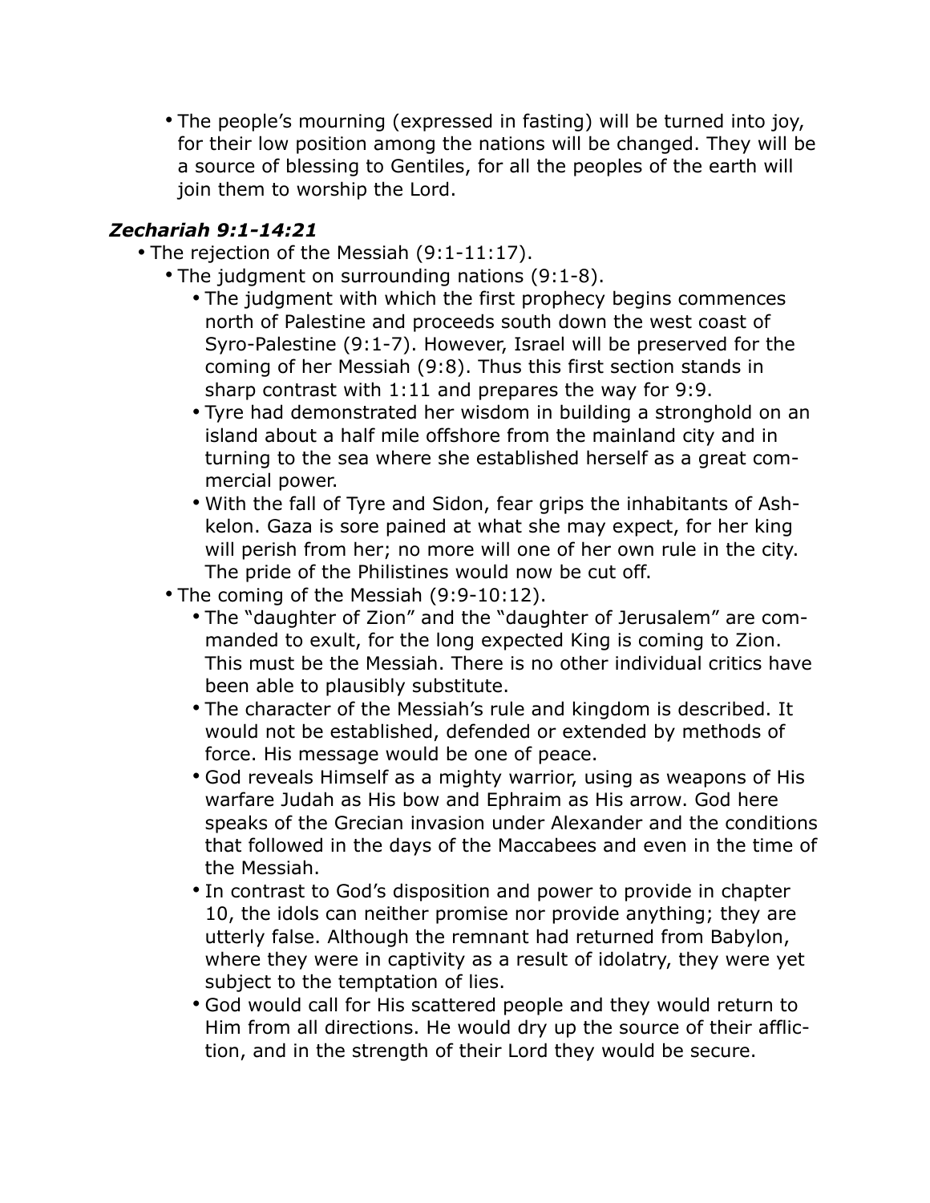- The people's mourning (expressed in fasting) will be turned into joy, for their low position among the nations will be changed. They will be a source of blessing to Gentiles, for all the peoples of the earth will join them to worship the Lord.

### *Zechariah 9:1-14:21*

- The rejection of the Messiah (9:1-11:17).
  - The judgment on surrounding nations (9:1-8).
    - The judgment with which the first prophecy begins commences north of Palestine and proceeds south down the west coast of Syro-Palestine (9:1-7). However, Israel will be preserved for the coming of her Messiah (9:8). Thus this first section stands in sharp contrast with 1:11 and prepares the way for 9:9.
    - Tyre had demonstrated her wisdom in building a stronghold on an island about a half mile offshore from the mainland city and in turning to the sea where she established herself as a great commercial power.
    - With the fall of Tyre and Sidon, fear grips the inhabitants of Ashkelon. Gaza is sore pained at what she may expect, for her king will perish from her; no more will one of her own rule in the city. The pride of the Philistines would now be cut off.
  - The coming of the Messiah (9:9-10:12).
    - The "daughter of Zion" and the "daughter of Jerusalem" are commanded to exult, for the long expected King is coming to Zion. This must be the Messiah. There is no other individual critics have been able to plausibly substitute.
    - The character of the Messiah's rule and kingdom is described. It would not be established, defended or extended by methods of force. His message would be one of peace.
    - God reveals Himself as a mighty warrior, using as weapons of His warfare Judah as His bow and Ephraim as His arrow. God here speaks of the Grecian invasion under Alexander and the conditions that followed in the days of the Maccabees and even in the time of the Messiah.
    - In contrast to God's disposition and power to provide in chapter 10, the idols can neither promise nor provide anything; they are utterly false. Although the remnant had returned from Babylon, where they were in captivity as a result of idolatry, they were yet subject to the temptation of lies.
    - God would call for His scattered people and they would return to Him from all directions. He would dry up the source of their affliction, and in the strength of their Lord they would be secure.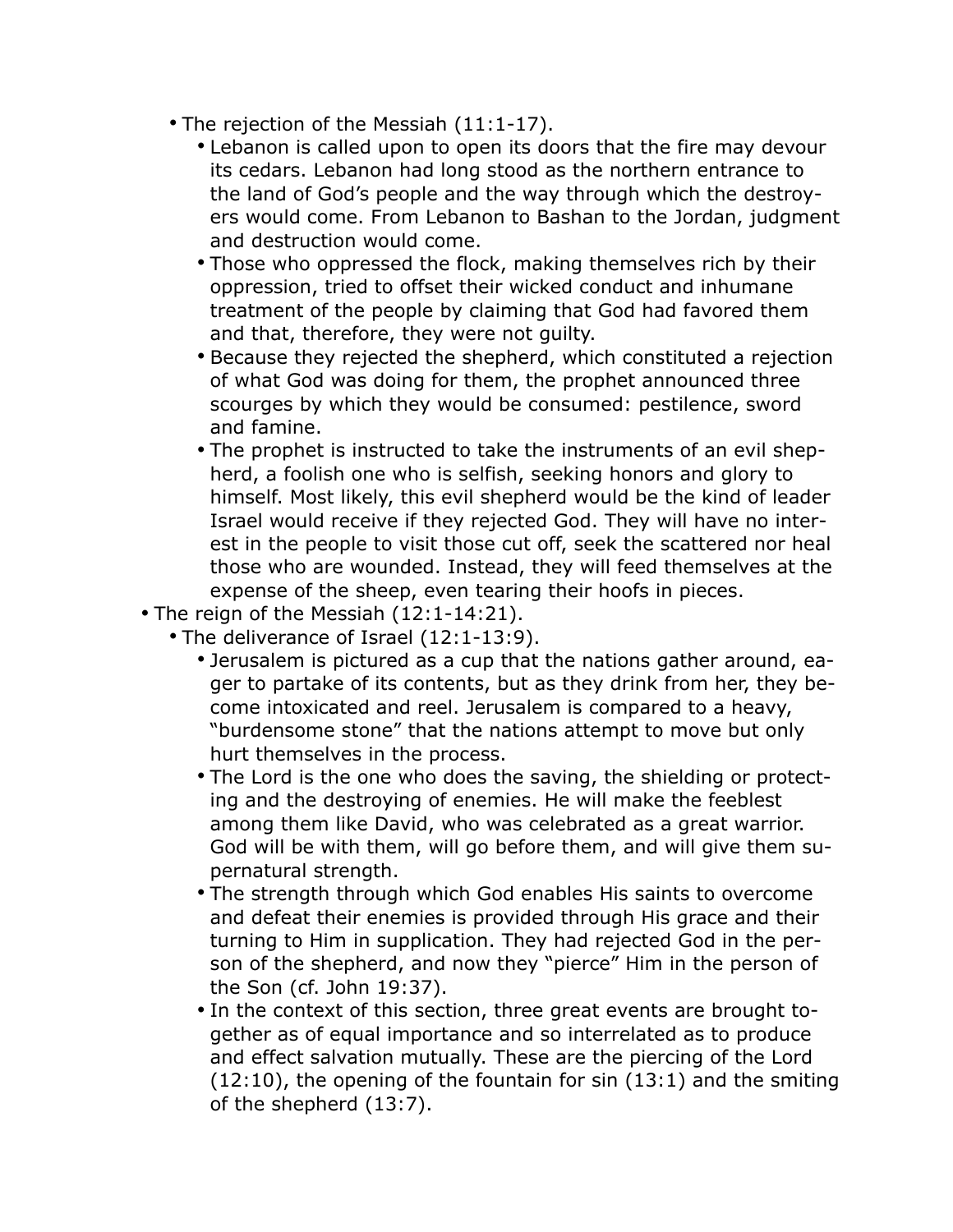- The rejection of the Messiah (11:1-17).
  - Lebanon is called upon to open its doors that the fire may devour its cedars. Lebanon had long stood as the northern entrance to the land of God's people and the way through which the destroyers would come. From Lebanon to Bashan to the Jordan, judgment and destruction would come.
  - Those who oppressed the flock, making themselves rich by their oppression, tried to offset their wicked conduct and inhumane treatment of the people by claiming that God had favored them and that, therefore, they were not guilty.
  - Because they rejected the shepherd, which constituted a rejection of what God was doing for them, the prophet announced three scourges by which they would be consumed: pestilence, sword and famine.
  - The prophet is instructed to take the instruments of an evil shepherd, a foolish one who is selfish, seeking honors and glory to himself. Most likely, this evil shepherd would be the kind of leader Israel would receive if they rejected God. They will have no interest in the people to visit those cut off, seek the scattered nor heal those who are wounded. Instead, they will feed themselves at the expense of the sheep, even tearing their hoofs in pieces.
- The reign of the Messiah (12:1-14:21).
  - The deliverance of Israel (12:1-13:9).
    - Jerusalem is pictured as a cup that the nations gather around, eager to partake of its contents, but as they drink from her, they become intoxicated and reel. Jerusalem is compared to a heavy, "burdensome stone" that the nations attempt to move but only hurt themselves in the process.
    - The Lord is the one who does the saving, the shielding or protecting and the destroying of enemies. He will make the feeblest among them like David, who was celebrated as a great warrior. God will be with them, will go before them, and will give them supernatural strength.
    - The strength through which God enables His saints to overcome and defeat their enemies is provided through His grace and their turning to Him in supplication. They had rejected God in the person of the shepherd, and now they "pierce" Him in the person of the Son (cf. John 19:37).
    - In the context of this section, three great events are brought together as of equal importance and so interrelated as to produce and effect salvation mutually. These are the piercing of the Lord (12:10), the opening of the fountain for sin (13:1) and the smiting of the shepherd (13:7).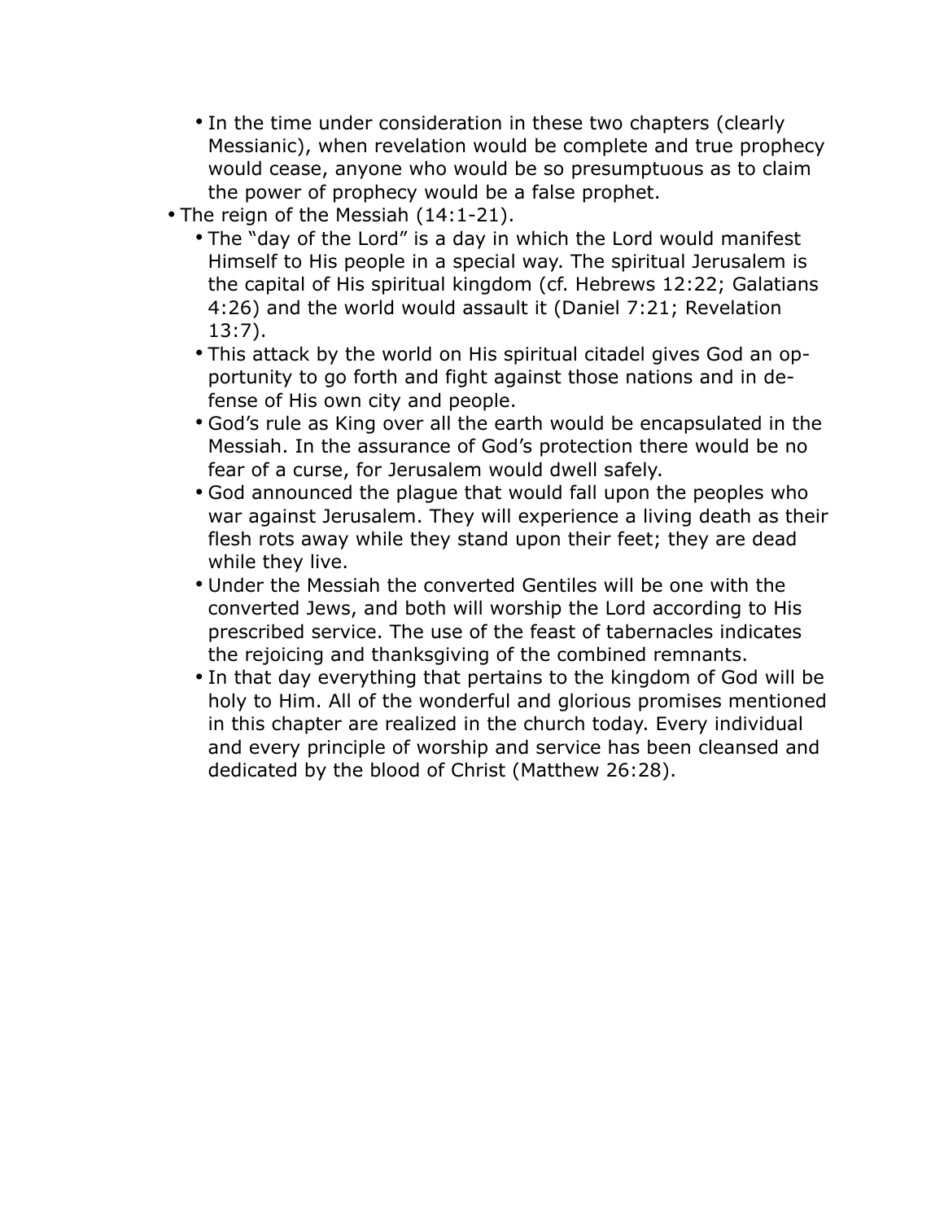- In the time under consideration in these two chapters (clearly Messianic), when revelation would be complete and true prophecy would cease, anyone who would be so presumptuous as to claim the power of prophecy would be a false prophet.
- The reign of the Messiah (14:1-21).
  - The "day of the Lord" is a day in which the Lord would manifest Himself to His people in a special way. The spiritual Jerusalem is the capital of His spiritual kingdom (cf. Hebrews 12:22; Galatians 4:26) and the world would assault it (Daniel 7:21; Revelation 13:7).
  - This attack by the world on His spiritual citadel gives God an opportunity to go forth and fight against those nations and in defense of His own city and people.
  - God's rule as King over all the earth would be encapsulated in the Messiah. In the assurance of God's protection there would be no fear of a curse, for Jerusalem would dwell safely.
  - God announced the plague that would fall upon the peoples who war against Jerusalem. They will experience a living death as their flesh rots away while they stand upon their feet; they are dead while they live.
  - Under the Messiah the converted Gentiles will be one with the converted Jews, and both will worship the Lord according to His prescribed service. The use of the feast of tabernacles indicates the rejoicing and thanksgiving of the combined remnants.
  - In that day everything that pertains to the kingdom of God will be holy to Him. All of the wonderful and glorious promises mentioned in this chapter are realized in the church today. Every individual and every principle of worship and service has been cleansed and dedicated by the blood of Christ (Matthew 26:28).